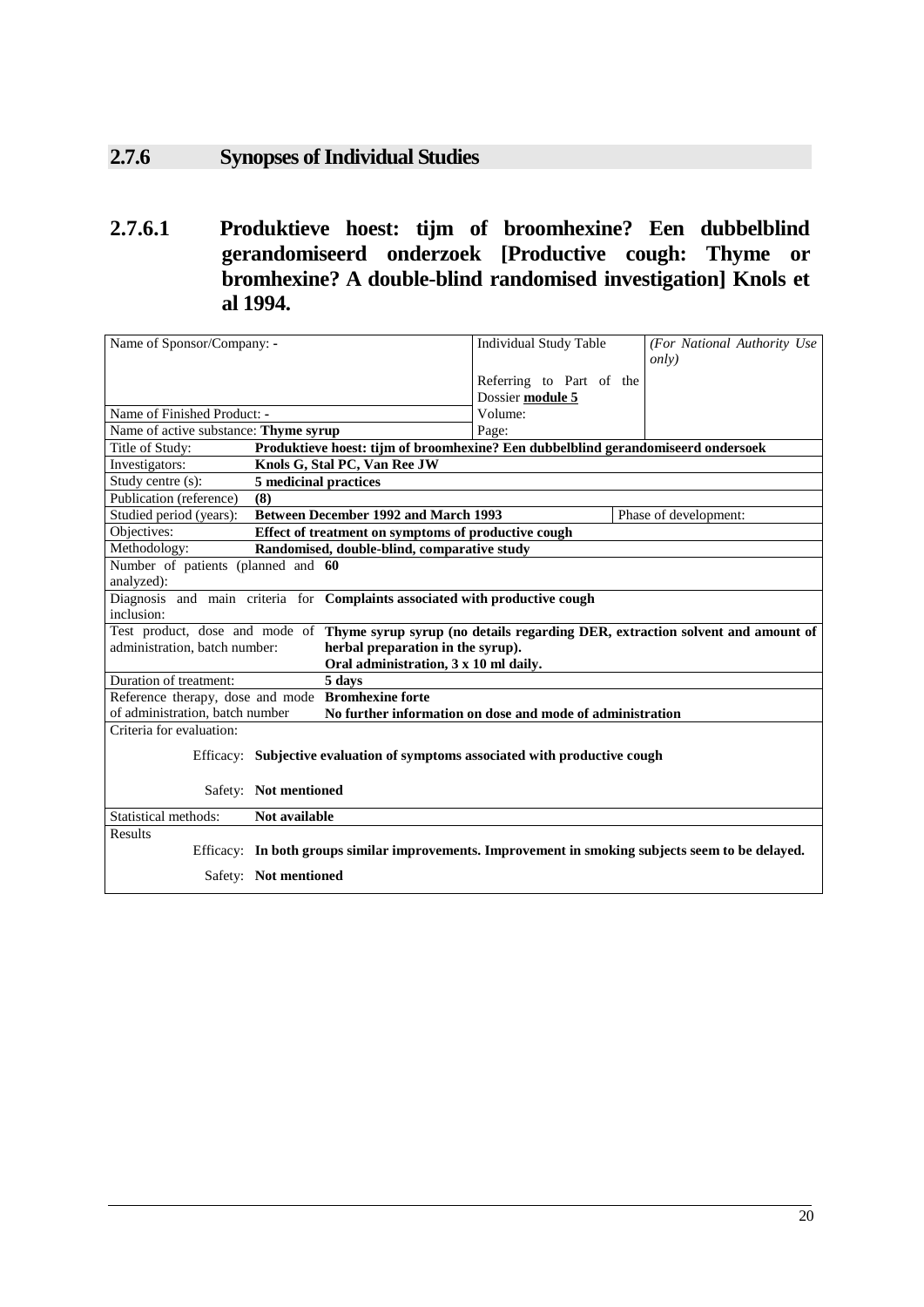## 2.7.6 Synopses of Individual Studies

### 2.7.6.1 Produktieve hoest: tijm of broomhexine? Een dubbelblind gerandomiseerd onderzoek [Productive cough: Thyme or bromhexine? A double-blind randomised investigation] Knols et al 1994.

| Name of Sponsor/Company: - | | Individual Study Table<br><br>Referring to Part of the Dossier **module 5** | *(For National Authority Use only)* |
|---|---|---|---|
| Name of Finished Product: - | | Volume: | |
| Name of active substance: **Thyme syrup** | | Page: | |
| Title of Study: | **Produktieve hoest: tijm of broomhexine? Een dubbelblind gerandomiseerd ondersoek** | | |
| Investigators: | **Knols G, Stal PC, Van Ree JW** | | |
| Study centre (s): | **5 medicinal practices** | | |
| Publication (reference) | **(8)** | | |
| Studied period (years): | **Between December 1992 and March 1993** | | Phase of development: |
| Objectives: | **Effect of treatment on symptoms of productive cough** | | |
| Methodology: | **Randomised, double-blind, comparative study** | | |
| Number of patients (planned and analyzed): | **60** | | |
| Diagnosis and main criteria for inclusion: | **Complaints associated with productive cough** | | |
| Test product, dose and mode of administration, batch number: | **Thyme syrup syrup (no details regarding DER, extraction solvent and amount of herbal preparation in the syrup).**<br>**Oral administration, 3 x 10 ml daily.** | | |
| Duration of treatment: | **5 days** | | |
| Reference therapy, dose and mode of administration, batch number | **Bromhexine forte**<br>**No further information on dose and mode of administration** | | |
| Criteria for evaluation:<br>Efficacy:<br>Safety: | <br>**Subjective evaluation of symptoms associated with productive cough**<br>**Not mentioned** | | |
| Statistical methods: | **Not available** | | |
| Results<br>Efficacy:<br>Safety: | <br>**In both groups similar improvements. Improvement in smoking subjects seem to be delayed.**<br>**Not mentioned** | | |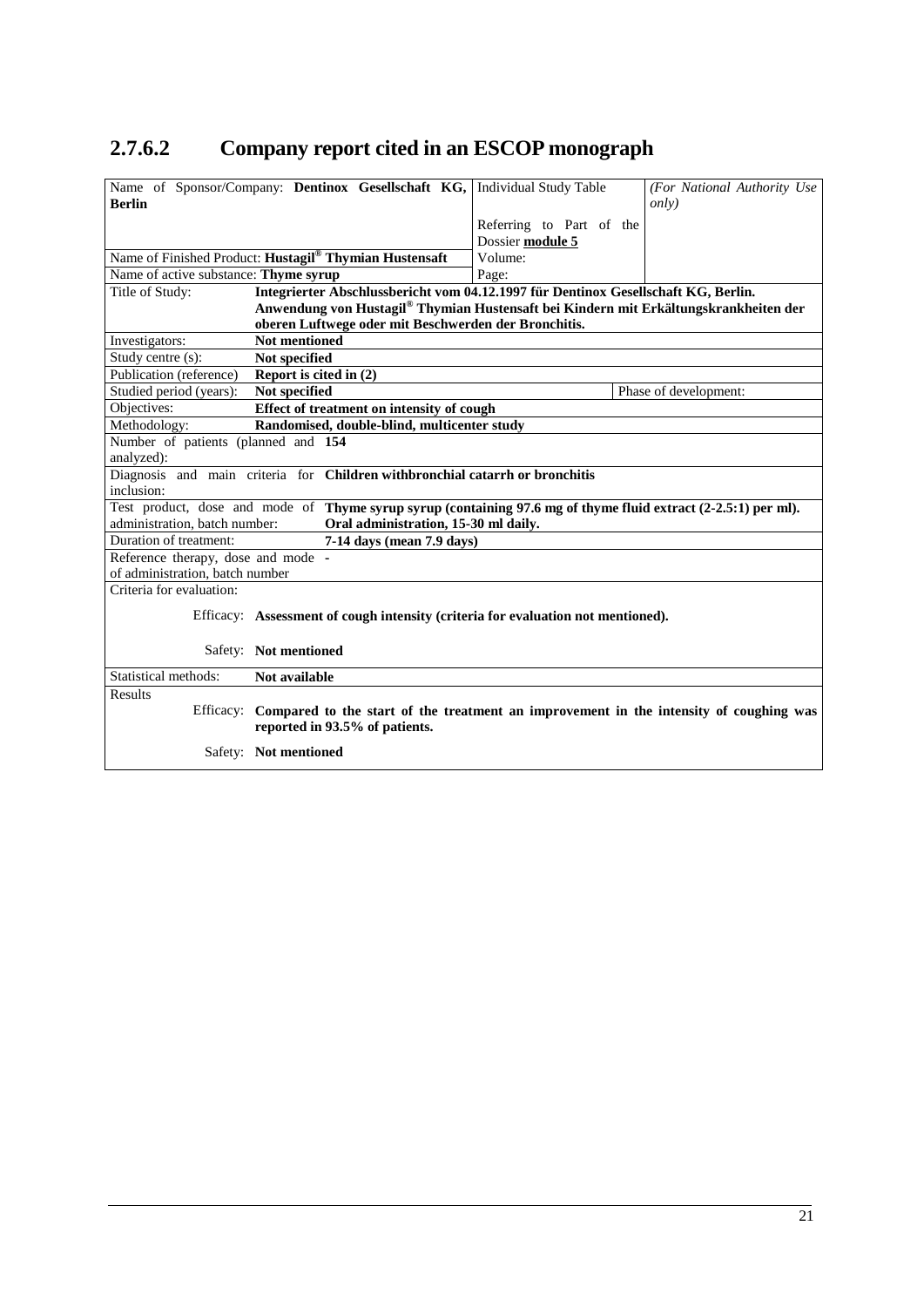## 2.7.6.2 Company report cited in an ESCOP monograph

| | | | |
|---|---|---|---|
| Name of Sponsor/Company: **Dentinox Gesellschaft KG, Berlin** | | Individual Study Table<br><br>Referring to Part of the Dossier **module 5** | *(For National Authority Use only)* |
| Name of Finished Product: **Hustagil® Thymian Hustensaft** | | Volume: | |
| Name of active substance: **Thyme syrup** | | Page: | |
| Title of Study: | **Integrierter Abschlussbericht vom 04.12.1997 für Dentinox Gesellschaft KG, Berlin. Anwendung von Hustagil® Thymian Hustensaft bei Kindern mit Erkältungskrankheiten der oberen Luftwege oder mit Beschwerden der Bronchitis.** | | |
| Investigators: | **Not mentioned** | | |
| Study centre (s): | **Not specified** | | |
| Publication (reference) | **Report is cited in (2)** | | |
| Studied period (years): | **Not specified** | | Phase of development: |
| Objectives: | **Effect of treatment on intensity of cough** | | |
| Methodology: | **Randomised, double-blind, multicenter study** | | |
| Number of patients (planned and analyzed): | **154** | | |
| Diagnosis and main criteria for inclusion: | **Children withbronchial catarrh or bronchitis** | | |
| Test product, dose and mode of administration, batch number: | **Thyme syrup syrup (containing 97.6 mg of thyme fluid extract (2-2.5:1) per ml). Oral administration, 15-30 ml daily.** | | |
| Duration of treatment: | **7-14 days (mean 7.9 days)** | | |
| Reference therapy, dose and mode of administration, batch number | **-** | | |
| Criteria for evaluation:<br><br>Efficacy:<br><br>Safety: | <br><br>**Assessment of cough intensity (criteria for evaluation not mentioned).**<br><br>**Not mentioned** | | |
| Statistical methods: | **Not available** | | |
| Results<br>Efficacy:<br><br>Safety: | <br>**Compared to the start of the treatment an improvement in the intensity of coughing was reported in 93.5% of patients.**<br><br>**Not mentioned** | | |